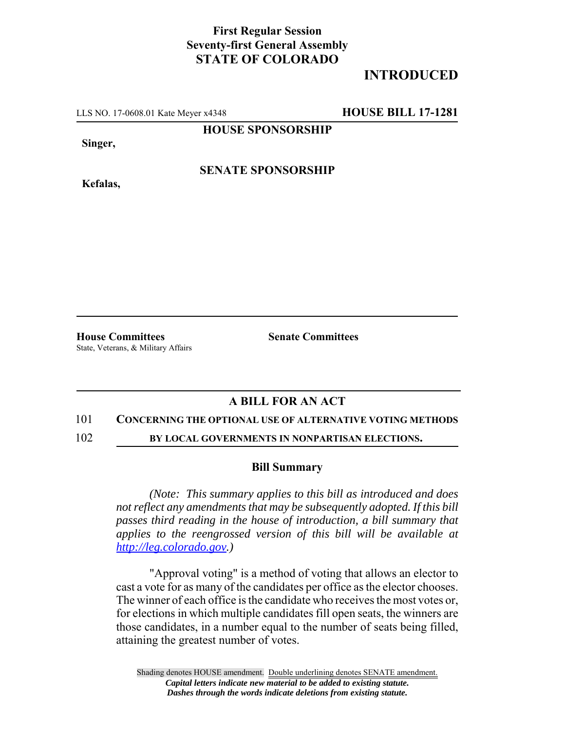**First Regular Session**
**Seventy-first General Assembly**
**STATE OF COLORADO**

# INTRODUCED

LLS NO. 17-0608.01 Kate Meyer x4348 **HOUSE BILL 17-1281**

**HOUSE SPONSORSHIP**

**Singer,**

**SENATE SPONSORSHIP**

**Kefalas,**

**House Committees**
State, Veterans, & Military Affairs

**Senate Committees**

## A BILL FOR AN ACT

101 **CONCERNING THE OPTIONAL USE OF ALTERNATIVE VOTING METHODS**
102 **BY LOCAL GOVERNMENTS IN NONPARTISAN ELECTIONS.**

### Bill Summary

*(Note: This summary applies to this bill as introduced and does not reflect any amendments that may be subsequently adopted. If this bill passes third reading in the house of introduction, a bill summary that applies to the reengrossed version of this bill will be available at http://leg.colorado.gov.)*

"Approval voting" is a method of voting that allows an elector to cast a vote for as many of the candidates per office as the elector chooses. The winner of each office is the candidate who receives the most votes or, for elections in which multiple candidates fill open seats, the winners are those candidates, in a number equal to the number of seats being filled, attaining the greatest number of votes.

Shading denotes HOUSE amendment. Double underlining denotes SENATE amendment.
*Capital letters indicate new material to be added to existing statute.*
*Dashes through the words indicate deletions from existing statute.*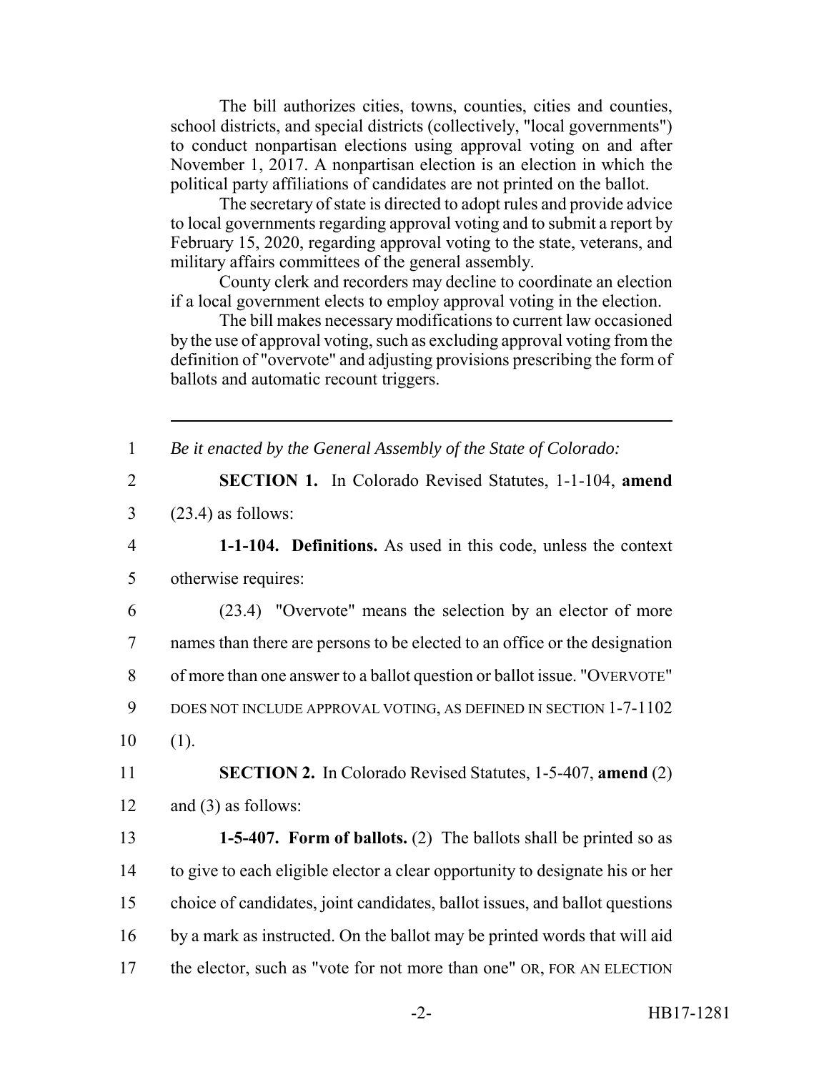The bill authorizes cities, towns, counties, cities and counties, school districts, and special districts (collectively, "local governments") to conduct nonpartisan elections using approval voting on and after November 1, 2017. A nonpartisan election is an election in which the political party affiliations of candidates are not printed on the ballot.

The secretary of state is directed to adopt rules and provide advice to local governments regarding approval voting and to submit a report by February 15, 2020, regarding approval voting to the state, veterans, and military affairs committees of the general assembly.

County clerk and recorders may decline to coordinate an election if a local government elects to employ approval voting in the election.

The bill makes necessary modifications to current law occasioned by the use of approval voting, such as excluding approval voting from the definition of "overvote" and adjusting provisions prescribing the form of ballots and automatic recount triggers.

---

1 *Be it enacted by the General Assembly of the State of Colorado:*

2 **SECTION 1.** In Colorado Revised Statutes, 1-1-104, **amend**
3 (23.4) as follows:

4 **1-1-104. Definitions.** As used in this code, unless the context
5 otherwise requires:

6 (23.4) "Overvote" means the selection by an elector of more
7 names than there are persons to be elected to an office or the designation
8 of more than one answer to a ballot question or ballot issue. "OVERVOTE"
9 DOES NOT INCLUDE APPROVAL VOTING, AS DEFINED IN SECTION 1-7-1102
10 (1).

11 **SECTION 2.** In Colorado Revised Statutes, 1-5-407, **amend** (2)
12 and (3) as follows:

13 **1-5-407. Form of ballots.** (2) The ballots shall be printed so as
14 to give to each eligible elector a clear opportunity to designate his or her
15 choice of candidates, joint candidates, ballot issues, and ballot questions
16 by a mark as instructed. On the ballot may be printed words that will aid
17 the elector, such as "vote for not more than one" OR, FOR AN ELECTION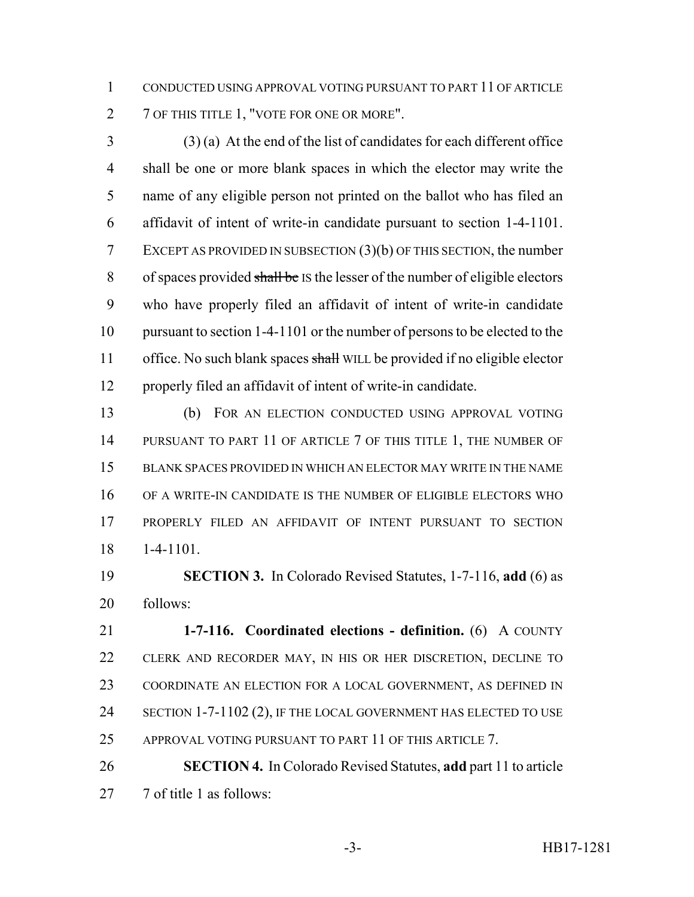CONDUCTED USING APPROVAL VOTING PURSUANT TO PART 11 OF ARTICLE 7 OF THIS TITLE 1, "VOTE FOR ONE OR MORE".

(3) (a) At the end of the list of candidates for each different office shall be one or more blank spaces in which the elector may write the name of any eligible person not printed on the ballot who has filed an affidavit of intent of write-in candidate pursuant to section 1-4-1101. EXCEPT AS PROVIDED IN SUBSECTION (3)(b) OF THIS SECTION, the number of spaces provided ~~shall be~~ IS the lesser of the number of eligible electors who have properly filed an affidavit of intent of write-in candidate pursuant to section 1-4-1101 or the number of persons to be elected to the office. No such blank spaces ~~shall~~ WILL be provided if no eligible elector properly filed an affidavit of intent of write-in candidate.

(b) FOR AN ELECTION CONDUCTED USING APPROVAL VOTING PURSUANT TO PART 11 OF ARTICLE 7 OF THIS TITLE 1, THE NUMBER OF BLANK SPACES PROVIDED IN WHICH AN ELECTOR MAY WRITE IN THE NAME OF A WRITE-IN CANDIDATE IS THE NUMBER OF ELIGIBLE ELECTORS WHO PROPERLY FILED AN AFFIDAVIT OF INTENT PURSUANT TO SECTION 1-4-1101.

**SECTION 3.** In Colorado Revised Statutes, 1-7-116, **add** (6) as follows:

**1-7-116. Coordinated elections - definition.** (6) A COUNTY CLERK AND RECORDER MAY, IN HIS OR HER DISCRETION, DECLINE TO COORDINATE AN ELECTION FOR A LOCAL GOVERNMENT, AS DEFINED IN SECTION 1-7-1102 (2), IF THE LOCAL GOVERNMENT HAS ELECTED TO USE APPROVAL VOTING PURSUANT TO PART 11 OF THIS ARTICLE 7.

**SECTION 4.** In Colorado Revised Statutes, **add** part 11 to article 7 of title 1 as follows: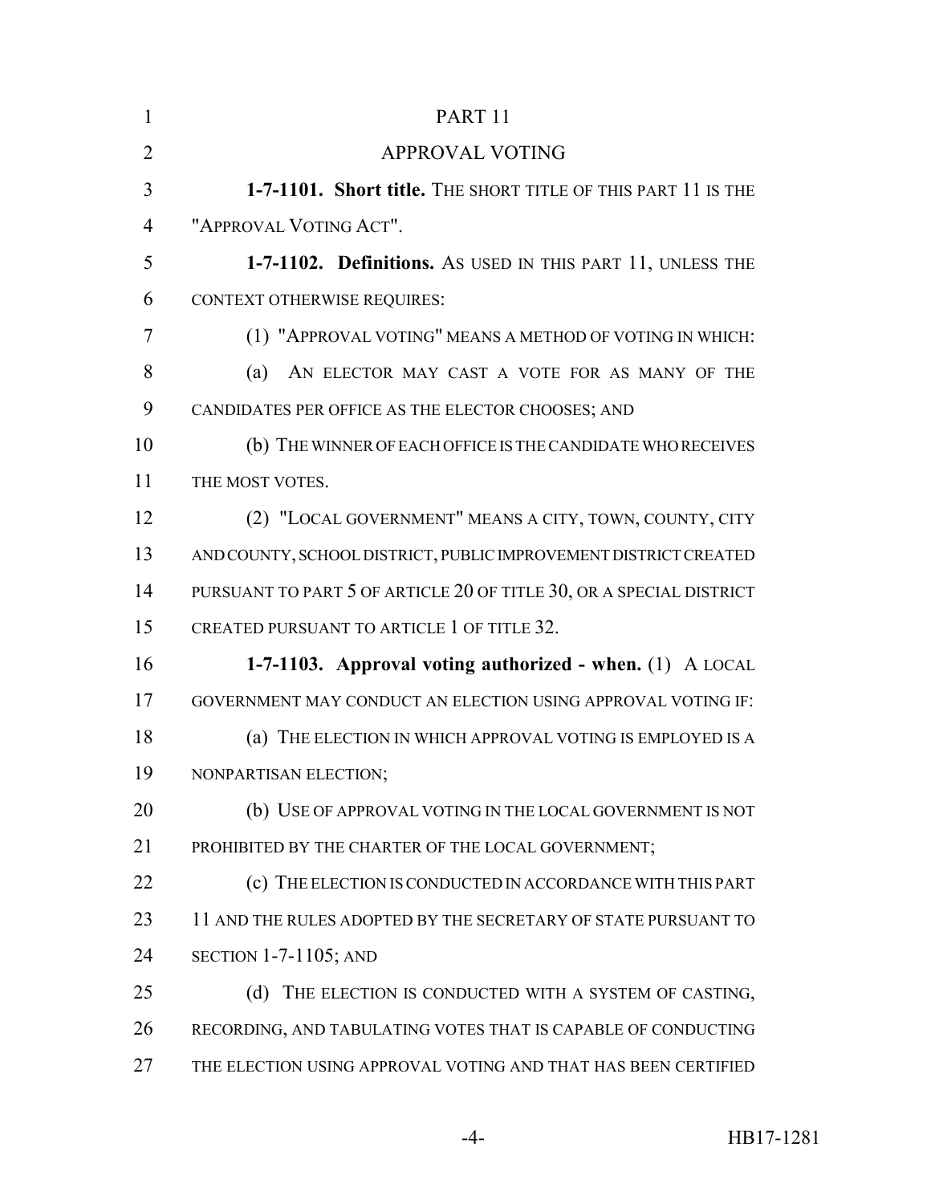PART 11

APPROVAL VOTING

**1-7-1101. Short title.** THE SHORT TITLE OF THIS PART 11 IS THE "APPROVAL VOTING ACT".

**1-7-1102. Definitions.** AS USED IN THIS PART 11, UNLESS THE CONTEXT OTHERWISE REQUIRES:

(1) "APPROVAL VOTING" MEANS A METHOD OF VOTING IN WHICH:

(a) AN ELECTOR MAY CAST A VOTE FOR AS MANY OF THE CANDIDATES PER OFFICE AS THE ELECTOR CHOOSES; AND

(b) THE WINNER OF EACH OFFICE IS THE CANDIDATE WHO RECEIVES THE MOST VOTES.

(2) "LOCAL GOVERNMENT" MEANS A CITY, TOWN, COUNTY, CITY AND COUNTY, SCHOOL DISTRICT, PUBLIC IMPROVEMENT DISTRICT CREATED PURSUANT TO PART 5 OF ARTICLE 20 OF TITLE 30, OR A SPECIAL DISTRICT CREATED PURSUANT TO ARTICLE 1 OF TITLE 32.

**1-7-1103. Approval voting authorized - when.** (1) A LOCAL GOVERNMENT MAY CONDUCT AN ELECTION USING APPROVAL VOTING IF:

(a) THE ELECTION IN WHICH APPROVAL VOTING IS EMPLOYED IS A NONPARTISAN ELECTION;

(b) USE OF APPROVAL VOTING IN THE LOCAL GOVERNMENT IS NOT PROHIBITED BY THE CHARTER OF THE LOCAL GOVERNMENT;

(c) THE ELECTION IS CONDUCTED IN ACCORDANCE WITH THIS PART 11 AND THE RULES ADOPTED BY THE SECRETARY OF STATE PURSUANT TO SECTION 1-7-1105; AND

(d) THE ELECTION IS CONDUCTED WITH A SYSTEM OF CASTING, RECORDING, AND TABULATING VOTES THAT IS CAPABLE OF CONDUCTING THE ELECTION USING APPROVAL VOTING AND THAT HAS BEEN CERTIFIED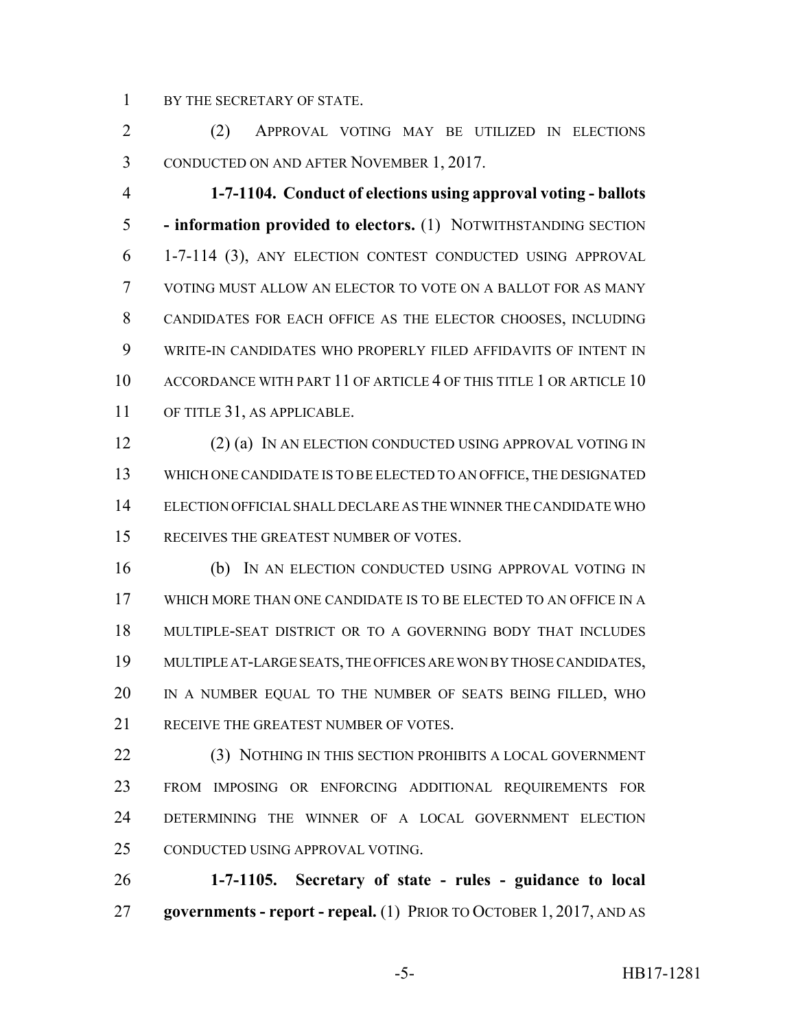BY THE SECRETARY OF STATE.

(2) APPROVAL VOTING MAY BE UTILIZED IN ELECTIONS CONDUCTED ON AND AFTER NOVEMBER 1, 2017.

**1-7-1104. Conduct of elections using approval voting - ballots - information provided to electors.** (1) NOTWITHSTANDING SECTION 1-7-114 (3), ANY ELECTION CONTEST CONDUCTED USING APPROVAL VOTING MUST ALLOW AN ELECTOR TO VOTE ON A BALLOT FOR AS MANY CANDIDATES FOR EACH OFFICE AS THE ELECTOR CHOOSES, INCLUDING WRITE-IN CANDIDATES WHO PROPERLY FILED AFFIDAVITS OF INTENT IN ACCORDANCE WITH PART 11 OF ARTICLE 4 OF THIS TITLE 1 OR ARTICLE 10 OF TITLE 31, AS APPLICABLE.

(2) (a) IN AN ELECTION CONDUCTED USING APPROVAL VOTING IN WHICH ONE CANDIDATE IS TO BE ELECTED TO AN OFFICE, THE DESIGNATED ELECTION OFFICIAL SHALL DECLARE AS THE WINNER THE CANDIDATE WHO RECEIVES THE GREATEST NUMBER OF VOTES.

(b) IN AN ELECTION CONDUCTED USING APPROVAL VOTING IN WHICH MORE THAN ONE CANDIDATE IS TO BE ELECTED TO AN OFFICE IN A MULTIPLE-SEAT DISTRICT OR TO A GOVERNING BODY THAT INCLUDES MULTIPLE AT-LARGE SEATS, THE OFFICES ARE WON BY THOSE CANDIDATES, IN A NUMBER EQUAL TO THE NUMBER OF SEATS BEING FILLED, WHO RECEIVE THE GREATEST NUMBER OF VOTES.

(3) NOTHING IN THIS SECTION PROHIBITS A LOCAL GOVERNMENT FROM IMPOSING OR ENFORCING ADDITIONAL REQUIREMENTS FOR DETERMINING THE WINNER OF A LOCAL GOVERNMENT ELECTION CONDUCTED USING APPROVAL VOTING.

**1-7-1105. Secretary of state - rules - guidance to local governments - report - repeal.** (1) PRIOR TO OCTOBER 1, 2017, AND AS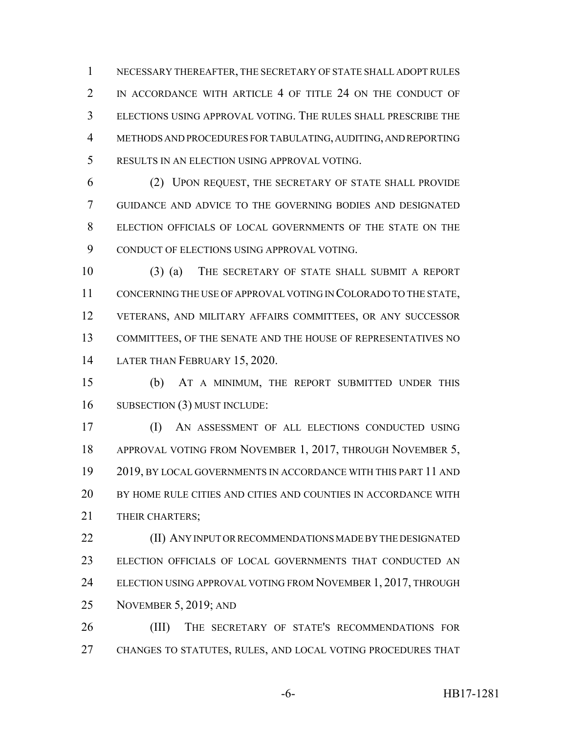NECESSARY THEREAFTER, THE SECRETARY OF STATE SHALL ADOPT RULES IN ACCORDANCE WITH ARTICLE 4 OF TITLE 24 ON THE CONDUCT OF ELECTIONS USING APPROVAL VOTING. THE RULES SHALL PRESCRIBE THE METHODS AND PROCEDURES FOR TABULATING, AUDITING, AND REPORTING RESULTS IN AN ELECTION USING APPROVAL VOTING.

(2) UPON REQUEST, THE SECRETARY OF STATE SHALL PROVIDE GUIDANCE AND ADVICE TO THE GOVERNING BODIES AND DESIGNATED ELECTION OFFICIALS OF LOCAL GOVERNMENTS OF THE STATE ON THE CONDUCT OF ELECTIONS USING APPROVAL VOTING.

(3) (a) THE SECRETARY OF STATE SHALL SUBMIT A REPORT CONCERNING THE USE OF APPROVAL VOTING IN COLORADO TO THE STATE, VETERANS, AND MILITARY AFFAIRS COMMITTEES, OR ANY SUCCESSOR COMMITTEES, OF THE SENATE AND THE HOUSE OF REPRESENTATIVES NO LATER THAN FEBRUARY 15, 2020.

(b) AT A MINIMUM, THE REPORT SUBMITTED UNDER THIS SUBSECTION (3) MUST INCLUDE:

(I) AN ASSESSMENT OF ALL ELECTIONS CONDUCTED USING APPROVAL VOTING FROM NOVEMBER 1, 2017, THROUGH NOVEMBER 5, 2019, BY LOCAL GOVERNMENTS IN ACCORDANCE WITH THIS PART 11 AND BY HOME RULE CITIES AND CITIES AND COUNTIES IN ACCORDANCE WITH THEIR CHARTERS;

(II) ANY INPUT OR RECOMMENDATIONS MADE BY THE DESIGNATED ELECTION OFFICIALS OF LOCAL GOVERNMENTS THAT CONDUCTED AN ELECTION USING APPROVAL VOTING FROM NOVEMBER 1, 2017, THROUGH NOVEMBER 5, 2019; AND

(III) THE SECRETARY OF STATE'S RECOMMENDATIONS FOR CHANGES TO STATUTES, RULES, AND LOCAL VOTING PROCEDURES THAT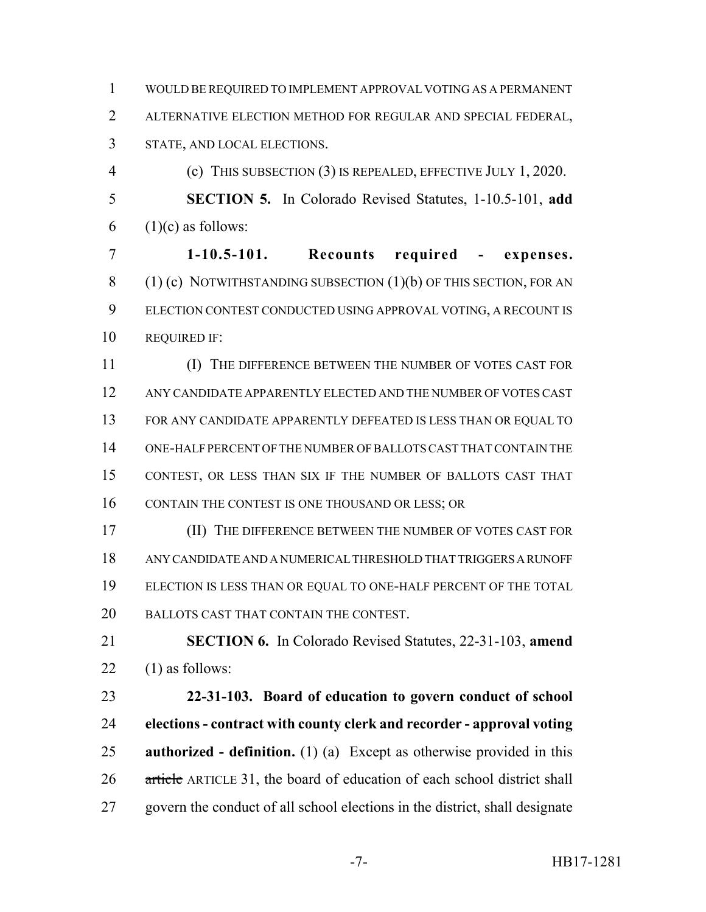WOULD BE REQUIRED TO IMPLEMENT APPROVAL VOTING AS A PERMANENT ALTERNATIVE ELECTION METHOD FOR REGULAR AND SPECIAL FEDERAL, STATE, AND LOCAL ELECTIONS.

(c) THIS SUBSECTION (3) IS REPEALED, EFFECTIVE JULY 1, 2020.

**SECTION 5.** In Colorado Revised Statutes, 1-10.5-101, **add** (1)(c) as follows:

**1-10.5-101. Recounts required - expenses.** (1) (c) NOTWITHSTANDING SUBSECTION (1)(b) OF THIS SECTION, FOR AN ELECTION CONTEST CONDUCTED USING APPROVAL VOTING, A RECOUNT IS REQUIRED IF:

(I) THE DIFFERENCE BETWEEN THE NUMBER OF VOTES CAST FOR ANY CANDIDATE APPARENTLY ELECTED AND THE NUMBER OF VOTES CAST FOR ANY CANDIDATE APPARENTLY DEFEATED IS LESS THAN OR EQUAL TO ONE-HALF PERCENT OF THE NUMBER OF BALLOTS CAST THAT CONTAIN THE CONTEST, OR LESS THAN SIX IF THE NUMBER OF BALLOTS CAST THAT CONTAIN THE CONTEST IS ONE THOUSAND OR LESS; OR

(II) THE DIFFERENCE BETWEEN THE NUMBER OF VOTES CAST FOR ANY CANDIDATE AND A NUMERICAL THRESHOLD THAT TRIGGERS A RUNOFF ELECTION IS LESS THAN OR EQUAL TO ONE-HALF PERCENT OF THE TOTAL BALLOTS CAST THAT CONTAIN THE CONTEST.

**SECTION 6.** In Colorado Revised Statutes, 22-31-103, **amend** (1) as follows:

**22-31-103. Board of education to govern conduct of school elections - contract with county clerk and recorder - approval voting authorized - definition.** (1) (a) Except as otherwise provided in this ~~article~~ ARTICLE 31, the board of education of each school district shall govern the conduct of all school elections in the district, shall designate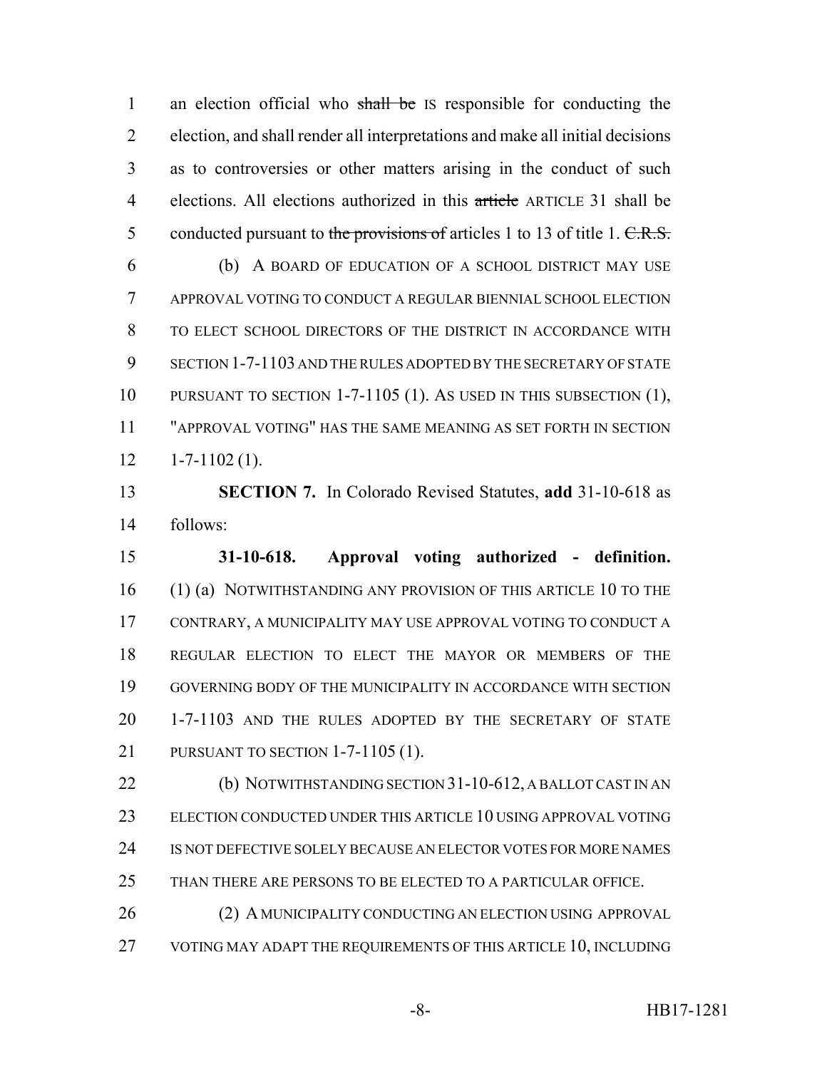an election official who ~~shall be~~ IS responsible for conducting the election, and shall render all interpretations and make all initial decisions as to controversies or other matters arising in the conduct of such elections. All elections authorized in this ~~article~~ ARTICLE 31 shall be conducted pursuant to ~~the provisions of~~ articles 1 to 13 of title 1. ~~C.R.S.~~

(b) A BOARD OF EDUCATION OF A SCHOOL DISTRICT MAY USE APPROVAL VOTING TO CONDUCT A REGULAR BIENNIAL SCHOOL ELECTION TO ELECT SCHOOL DIRECTORS OF THE DISTRICT IN ACCORDANCE WITH SECTION 1-7-1103 AND THE RULES ADOPTED BY THE SECRETARY OF STATE PURSUANT TO SECTION 1-7-1105 (1). AS USED IN THIS SUBSECTION (1), "APPROVAL VOTING" HAS THE SAME MEANING AS SET FORTH IN SECTION 1-7-1102 (1).

**SECTION 7.** In Colorado Revised Statutes, **add** 31-10-618 as follows:

**31-10-618. Approval voting authorized - definition.** (1) (a) NOTWITHSTANDING ANY PROVISION OF THIS ARTICLE 10 TO THE CONTRARY, A MUNICIPALITY MAY USE APPROVAL VOTING TO CONDUCT A REGULAR ELECTION TO ELECT THE MAYOR OR MEMBERS OF THE GOVERNING BODY OF THE MUNICIPALITY IN ACCORDANCE WITH SECTION 1-7-1103 AND THE RULES ADOPTED BY THE SECRETARY OF STATE PURSUANT TO SECTION 1-7-1105 (1).

(b) NOTWITHSTANDING SECTION 31-10-612, A BALLOT CAST IN AN ELECTION CONDUCTED UNDER THIS ARTICLE 10 USING APPROVAL VOTING IS NOT DEFECTIVE SOLELY BECAUSE AN ELECTOR VOTES FOR MORE NAMES THAN THERE ARE PERSONS TO BE ELECTED TO A PARTICULAR OFFICE.

(2) A MUNICIPALITY CONDUCTING AN ELECTION USING APPROVAL VOTING MAY ADAPT THE REQUIREMENTS OF THIS ARTICLE 10, INCLUDING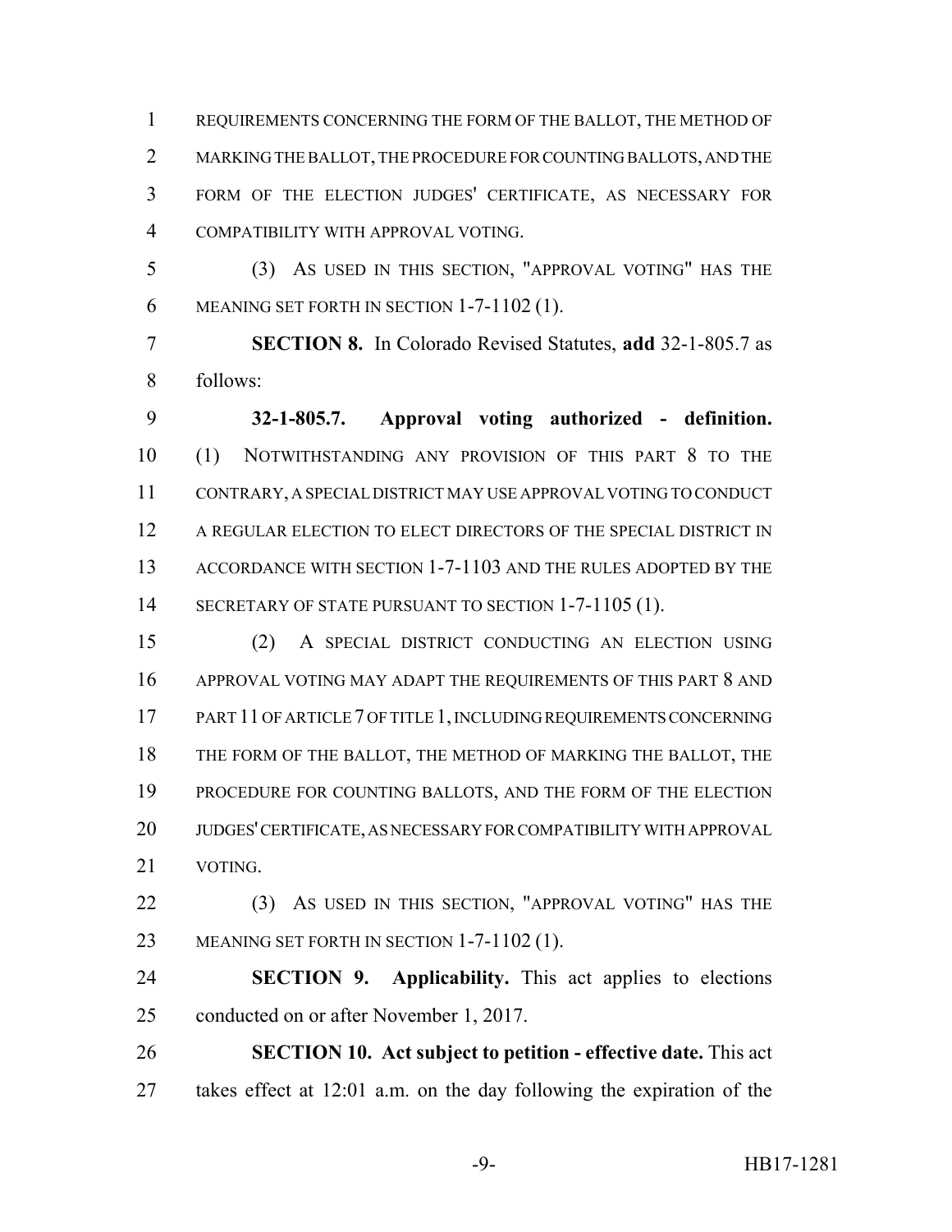REQUIREMENTS CONCERNING THE FORM OF THE BALLOT, THE METHOD OF MARKING THE BALLOT, THE PROCEDURE FOR COUNTING BALLOTS, AND THE FORM OF THE ELECTION JUDGES' CERTIFICATE, AS NECESSARY FOR COMPATIBILITY WITH APPROVAL VOTING.

(3) AS USED IN THIS SECTION, "APPROVAL VOTING" HAS THE MEANING SET FORTH IN SECTION 1-7-1102 (1).

**SECTION 8.** In Colorado Revised Statutes, **add** 32-1-805.7 as follows:

**32-1-805.7. Approval voting authorized - definition.** (1) NOTWITHSTANDING ANY PROVISION OF THIS PART 8 TO THE CONTRARY, A SPECIAL DISTRICT MAY USE APPROVAL VOTING TO CONDUCT A REGULAR ELECTION TO ELECT DIRECTORS OF THE SPECIAL DISTRICT IN ACCORDANCE WITH SECTION 1-7-1103 AND THE RULES ADOPTED BY THE SECRETARY OF STATE PURSUANT TO SECTION 1-7-1105 (1).

(2) A SPECIAL DISTRICT CONDUCTING AN ELECTION USING APPROVAL VOTING MAY ADAPT THE REQUIREMENTS OF THIS PART 8 AND PART 11 OF ARTICLE 7 OF TITLE 1, INCLUDING REQUIREMENTS CONCERNING THE FORM OF THE BALLOT, THE METHOD OF MARKING THE BALLOT, THE PROCEDURE FOR COUNTING BALLOTS, AND THE FORM OF THE ELECTION JUDGES' CERTIFICATE, AS NECESSARY FOR COMPATIBILITY WITH APPROVAL VOTING.

(3) AS USED IN THIS SECTION, "APPROVAL VOTING" HAS THE MEANING SET FORTH IN SECTION 1-7-1102 (1).

**SECTION 9. Applicability.** This act applies to elections conducted on or after November 1, 2017.

**SECTION 10. Act subject to petition - effective date.** This act takes effect at 12:01 a.m. on the day following the expiration of the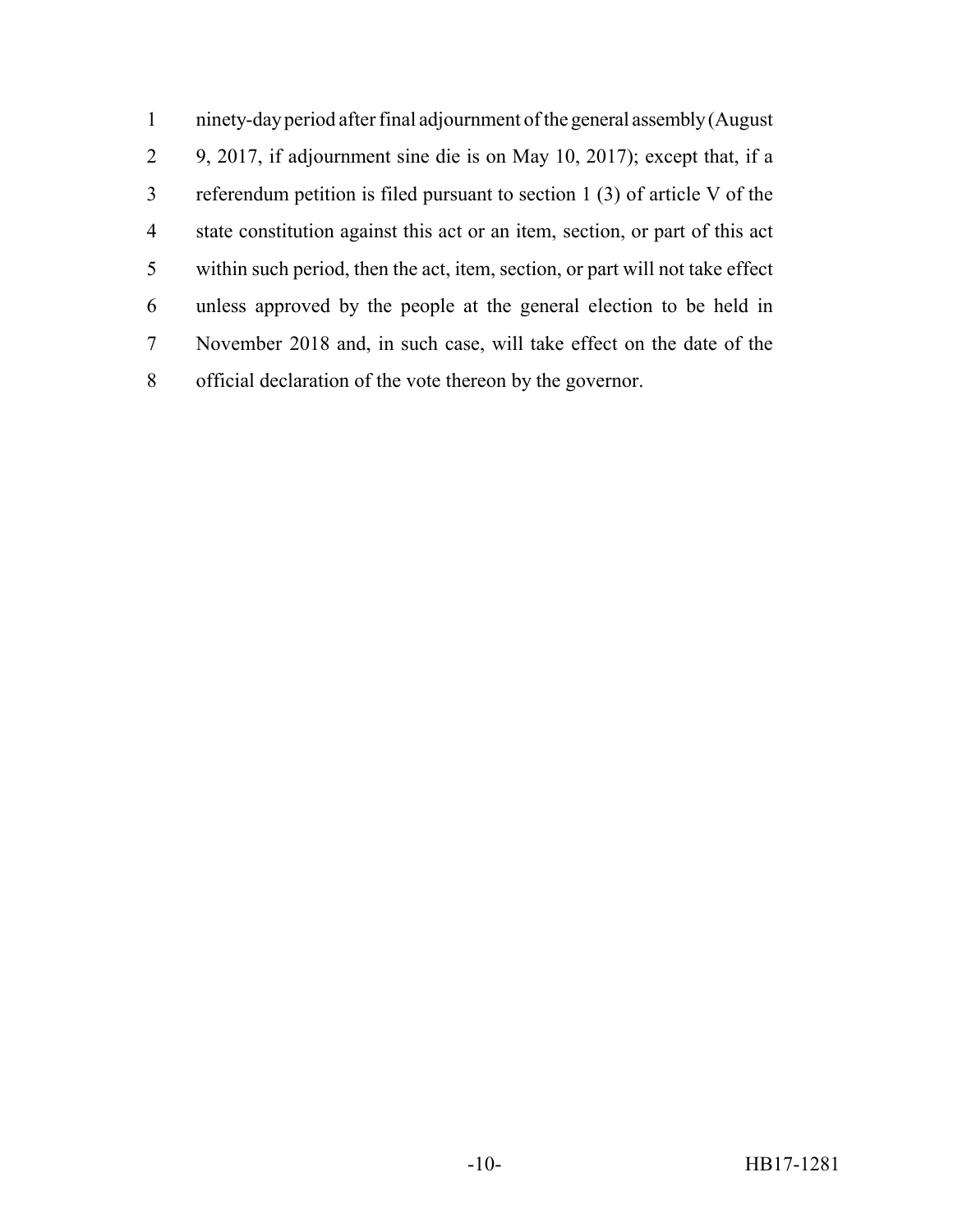ninety-day period after final adjournment of the general assembly (August 9, 2017, if adjournment sine die is on May 10, 2017); except that, if a referendum petition is filed pursuant to section 1 (3) of article V of the state constitution against this act or an item, section, or part of this act within such period, then the act, item, section, or part will not take effect unless approved by the people at the general election to be held in November 2018 and, in such case, will take effect on the date of the official declaration of the vote thereon by the governor.